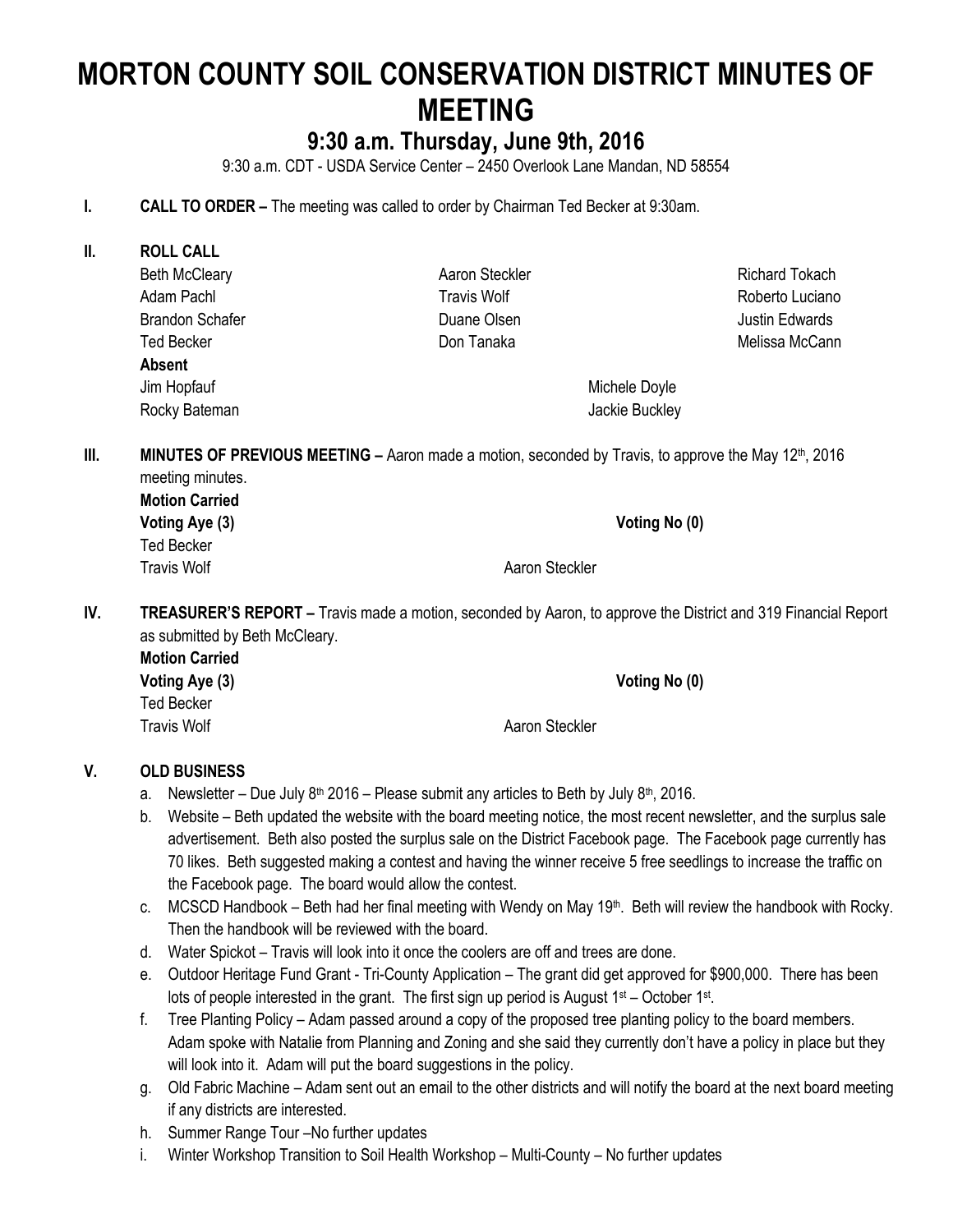# MORTON COUNTY SOIL CONSERVATION DISTRICT MINUTES OF MEETING

## 9:30 a.m. Thursday, June 9th, 2016

9:30 a.m. CDT - USDA Service Center – 2450 Overlook Lane Mandan, ND 58554

**I. CALL TO ORDER –** The meeting was called to order by Chairman Ted Becker at 9:30am.

**II. ROLL CALL**

| | | |
|---|---|---|
| Beth McCleary | Aaron Steckler | Richard Tokach |
| Adam Pachl | Travis Wolf | Roberto Luciano |
| Brandon Schafer | Duane Olsen | Justin Edwards |
| Ted Becker | Don Tanaka | Melissa McCann |

**Absent**

| | |
|---|---|
| Jim Hopfauf | Michele Doyle |
| Rocky Bateman | Jackie Buckley |

**III. MINUTES OF PREVIOUS MEETING –** Aaron made a motion, seconded by Travis, to approve the May 12th, 2016 meeting minutes.

**Motion Carried**

**Voting Aye (3)** **Voting No (0)**

Ted Becker
Travis Wolf
Aaron Steckler

**IV. TREASURER'S REPORT –** Travis made a motion, seconded by Aaron, to approve the District and 319 Financial Report as submitted by Beth McCleary.

**Motion Carried**

**Voting Aye (3)** **Voting No (0)**

Ted Becker
Travis Wolf
Aaron Steckler

**V. OLD BUSINESS**

a. Newsletter – Due July 8th 2016 – Please submit any articles to Beth by July 8th, 2016.

b. Website – Beth updated the website with the board meeting notice, the most recent newsletter, and the surplus sale advertisement. Beth also posted the surplus sale on the District Facebook page. The Facebook page currently has 70 likes. Beth suggested making a contest and having the winner receive 5 free seedlings to increase the traffic on the Facebook page. The board would allow the contest.

c. MCSCD Handbook – Beth had her final meeting with Wendy on May 19th. Beth will review the handbook with Rocky. Then the handbook will be reviewed with the board.

d. Water Spickot – Travis will look into it once the coolers are off and trees are done.

e. Outdoor Heritage Fund Grant - Tri-County Application – The grant did get approved for $900,000. There has been lots of people interested in the grant. The first sign up period is August 1st – October 1st.

f. Tree Planting Policy – Adam passed around a copy of the proposed tree planting policy to the board members. Adam spoke with Natalie from Planning and Zoning and she said they currently don't have a policy in place but they will look into it. Adam will put the board suggestions in the policy.

g. Old Fabric Machine – Adam sent out an email to the other districts and will notify the board at the next board meeting if any districts are interested.

h. Summer Range Tour –No further updates

i. Winter Workshop Transition to Soil Health Workshop – Multi-County – No further updates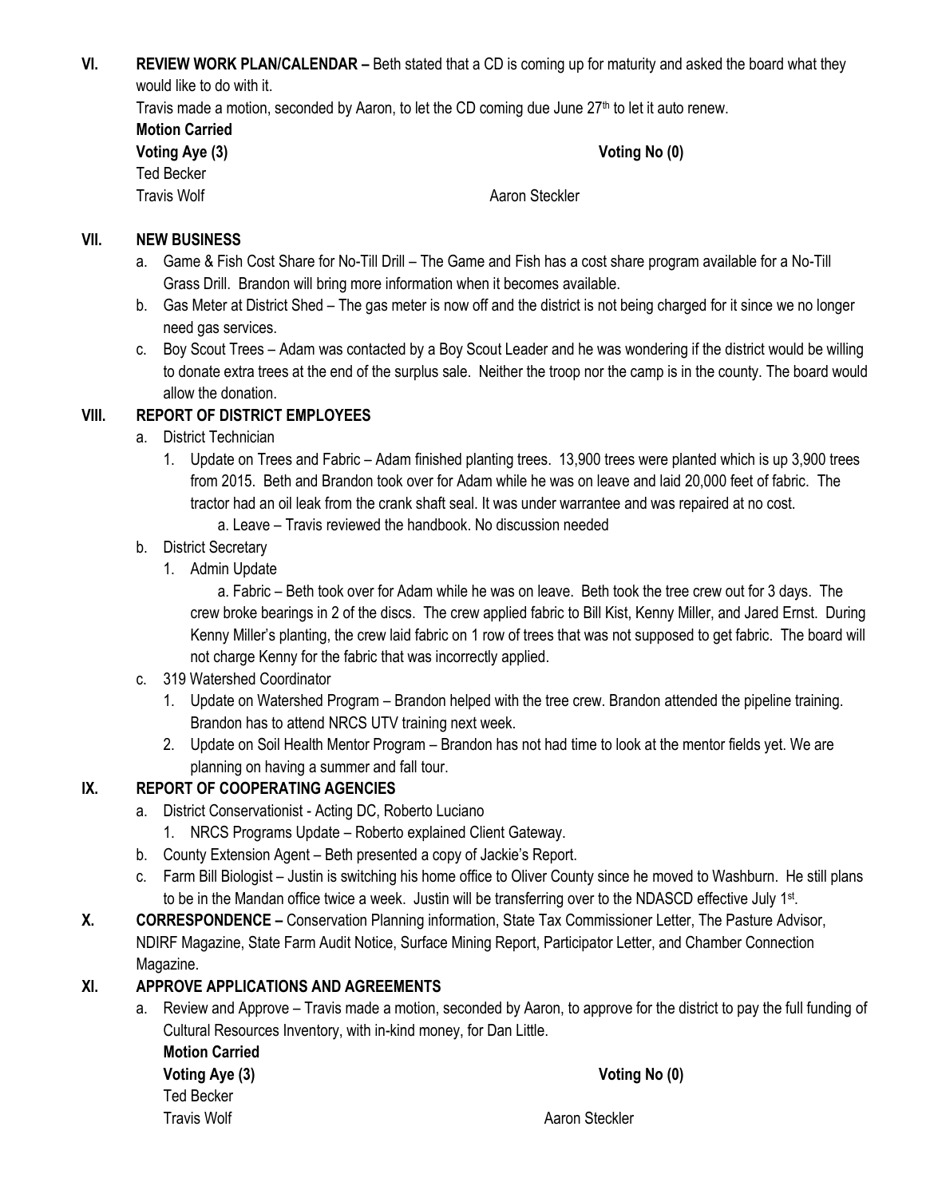## VI. REVIEW WORK PLAN/CALENDAR –

Beth stated that a CD is coming up for maturity and asked the board what they would like to do with it.

Travis made a motion, seconded by Aaron, to let the CD coming due June 27th to let it auto renew.

**Motion Carried**

| **Voting Aye (3)** | **Voting No (0)** |
|---|---|
| Ted Becker | |
| Travis Wolf | |
| Aaron Steckler | |

## VII. NEW BUSINESS

a. Game & Fish Cost Share for No-Till Drill – The Game and Fish has a cost share program available for a No-Till Grass Drill. Brandon will bring more information when it becomes available.

b. Gas Meter at District Shed – The gas meter is now off and the district is not being charged for it since we no longer need gas services.

c. Boy Scout Trees – Adam was contacted by a Boy Scout Leader and he was wondering if the district would be willing to donate extra trees at the end of the surplus sale. Neither the troop nor the camp is in the county. The board would allow the donation.

## VIII. REPORT OF DISTRICT EMPLOYEES

a. District Technician

1. Update on Trees and Fabric – Adam finished planting trees. 13,900 trees were planted which is up 3,900 trees from 2015. Beth and Brandon took over for Adam while he was on leave and laid 20,000 feet of fabric. The tractor had an oil leak from the crank shaft seal. It was under warrantee and was repaired at no cost.

   a. Leave – Travis reviewed the handbook. No discussion needed

b. District Secretary

1. Admin Update

   a. Fabric – Beth took over for Adam while he was on leave. Beth took the tree crew out for 3 days. The crew broke bearings in 2 of the discs. The crew applied fabric to Bill Kist, Kenny Miller, and Jared Ernst. During Kenny Miller's planting, the crew laid fabric on 1 row of trees that was not supposed to get fabric. The board will not charge Kenny for the fabric that was incorrectly applied.

c. 319 Watershed Coordinator

1. Update on Watershed Program – Brandon helped with the tree crew. Brandon attended the pipeline training. Brandon has to attend NRCS UTV training next week.
2. Update on Soil Health Mentor Program – Brandon has not had time to look at the mentor fields yet. We are planning on having a summer and fall tour.

## IX. REPORT OF COOPERATING AGENCIES

a. District Conservationist - Acting DC, Roberto Luciano

1. NRCS Programs Update – Roberto explained Client Gateway.

b. County Extension Agent – Beth presented a copy of Jackie's Report.

c. Farm Bill Biologist – Justin is switching his home office to Oliver County since he moved to Washburn. He still plans to be in the Mandan office twice a week. Justin will be transferring over to the NDASCD effective July 1st.

## X. CORRESPONDENCE –

Conservation Planning information, State Tax Commissioner Letter, The Pasture Advisor, NDIRF Magazine, State Farm Audit Notice, Surface Mining Report, Participator Letter, and Chamber Connection Magazine.

## XI. APPROVE APPLICATIONS AND AGREEMENTS

a. Review and Approve – Travis made a motion, seconded by Aaron, to approve for the district to pay the full funding of Cultural Resources Inventory, with in-kind money, for Dan Little.

**Motion Carried**

| **Voting Aye (3)** | **Voting No (0)** |
|---|---|
| Ted Becker | |
| Travis Wolf | |
| Aaron Steckler | |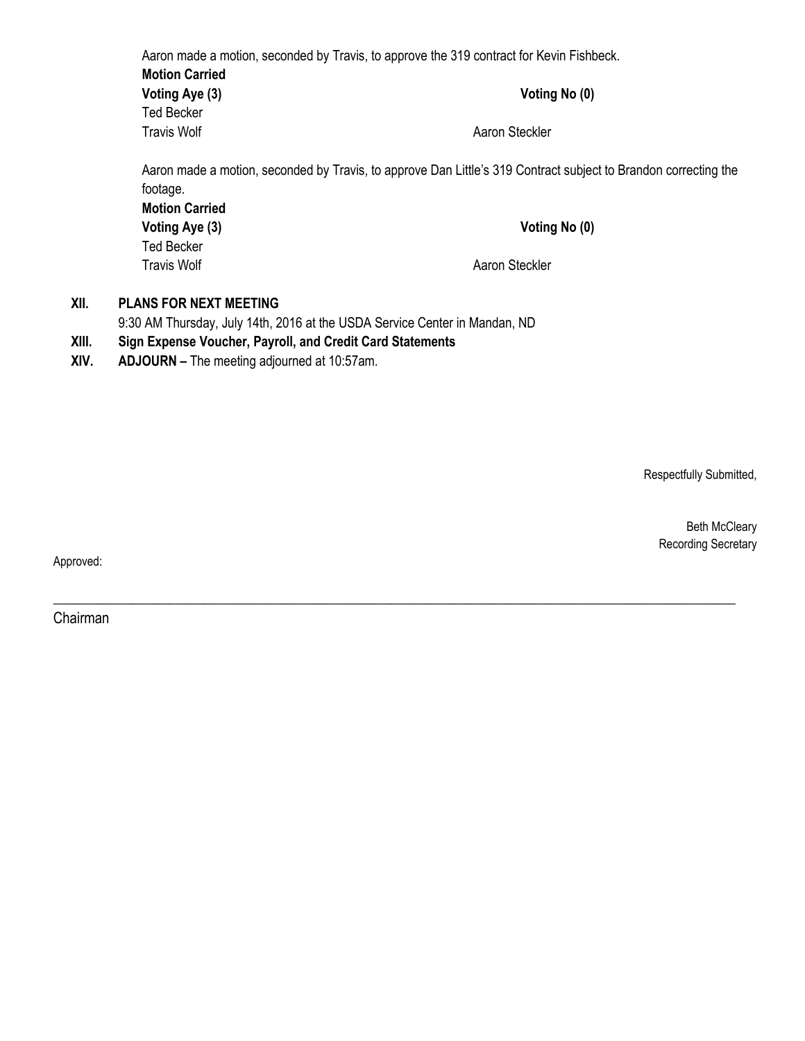Aaron made a motion, seconded by Travis, to approve the 319 contract for Kevin Fishbeck.

**Motion Carried**

| Voting Aye (3) | Voting No (0) |
|---|---|
| Ted Becker | |
| Travis Wolf | |
| Aaron Steckler | |

Aaron made a motion, seconded by Travis, to approve Dan Little's 319 Contract subject to Brandon correcting the footage.

**Motion Carried**

| Voting Aye (3) | Voting No (0) |
|---|---|
| Ted Becker | |
| Travis Wolf | |
| Aaron Steckler | |

**XII. PLANS FOR NEXT MEETING**

9:30 AM Thursday, July 14th, 2016 at the USDA Service Center in Mandan, ND

**XIII. Sign Expense Voucher, Payroll, and Credit Card Statements**

**XIV. ADJOURN –** The meeting adjourned at 10:57am.

Respectfully Submitted,

Beth McCleary
Recording Secretary

Approved:

\_\_\_\_\_\_\_\_\_\_\_\_\_\_\_\_\_\_\_\_\_\_\_\_\_\_\_\_\_\_\_\_\_\_\_\_\_\_\_\_\_\_\_\_\_\_\_\_

Chairman